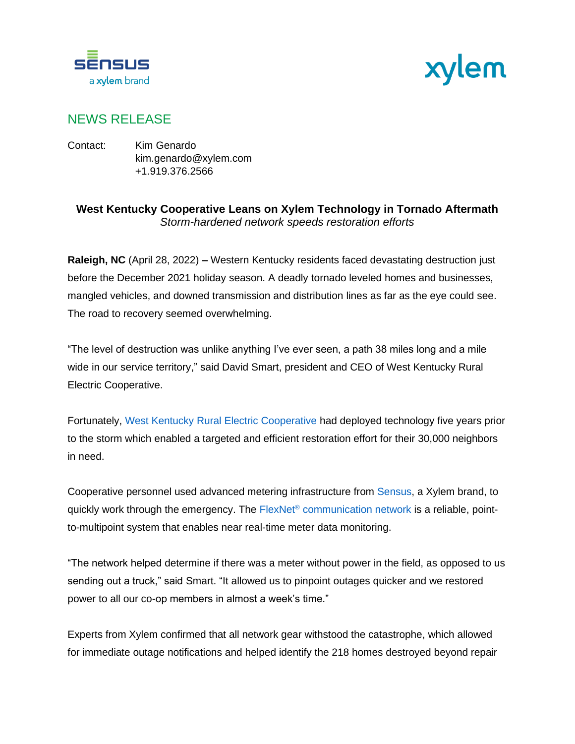# NEWS RELEASE

Contact: Kim Genardo
kim.genardo@xylem.com
+1.919.376.2566

**West Kentucky Cooperative Leans on Xylem Technology in Tornado Aftermath**

*Storm-hardened network speeds restoration efforts*

**Raleigh, NC** (April 28, 2022) **–** Western Kentucky residents faced devastating destruction just before the December 2021 holiday season. A deadly tornado leveled homes and businesses, mangled vehicles, and downed transmission and distribution lines as far as the eye could see. The road to recovery seemed overwhelming.

"The level of destruction was unlike anything I've ever seen, a path 38 miles long and a mile wide in our service territory," said David Smart, president and CEO of West Kentucky Rural Electric Cooperative.

Fortunately, West Kentucky Rural Electric Cooperative had deployed technology five years prior to the storm which enabled a targeted and efficient restoration effort for their 30,000 neighbors in need.

Cooperative personnel used advanced metering infrastructure from Sensus, a Xylem brand, to quickly work through the emergency. The FlexNet® communication network is a reliable, point-to-multipoint system that enables near real-time meter data monitoring.

"The network helped determine if there was a meter without power in the field, as opposed to us sending out a truck," said Smart. "It allowed us to pinpoint outages quicker and we restored power to all our co-op members in almost a week's time."

Experts from Xylem confirmed that all network gear withstood the catastrophe, which allowed for immediate outage notifications and helped identify the 218 homes destroyed beyond repair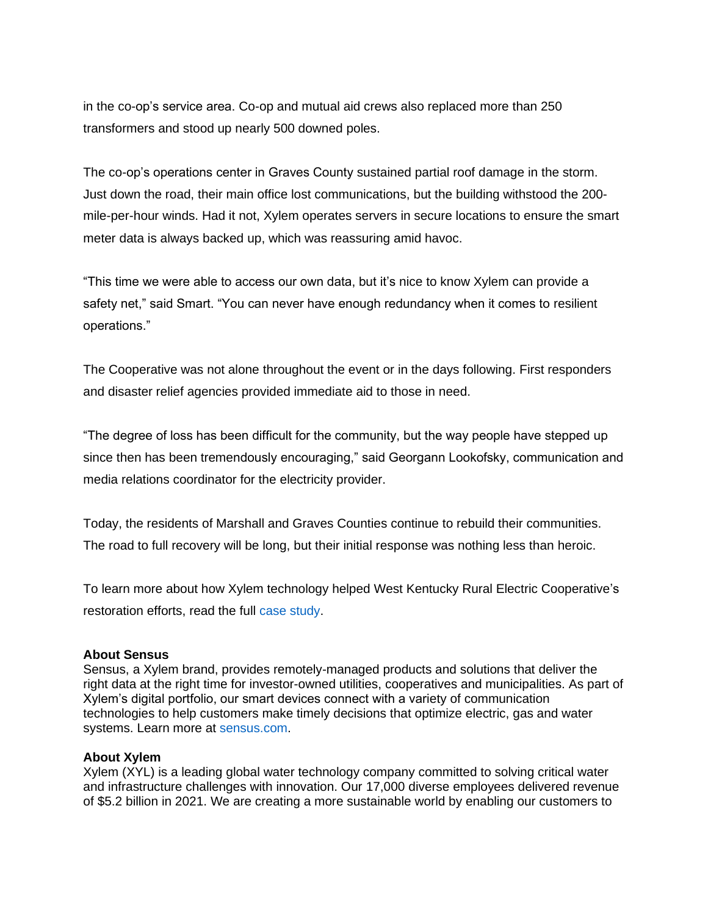in the co-op's service area. Co-op and mutual aid crews also replaced more than 250 transformers and stood up nearly 500 downed poles.

The co-op's operations center in Graves County sustained partial roof damage in the storm. Just down the road, their main office lost communications, but the building withstood the 200-mile-per-hour winds. Had it not, Xylem operates servers in secure locations to ensure the smart meter data is always backed up, which was reassuring amid havoc.

"This time we were able to access our own data, but it's nice to know Xylem can provide a safety net," said Smart. "You can never have enough redundancy when it comes to resilient operations."

The Cooperative was not alone throughout the event or in the days following. First responders and disaster relief agencies provided immediate aid to those in need.

"The degree of loss has been difficult for the community, but the way people have stepped up since then has been tremendously encouraging," said Georgann Lookofsky, communication and media relations coordinator for the electricity provider.

Today, the residents of Marshall and Graves Counties continue to rebuild their communities. The road to full recovery will be long, but their initial response was nothing less than heroic.

To learn more about how Xylem technology helped West Kentucky Rural Electric Cooperative's restoration efforts, read the full case study.

**About Sensus**
Sensus, a Xylem brand, provides remotely-managed products and solutions that deliver the right data at the right time for investor-owned utilities, cooperatives and municipalities. As part of Xylem's digital portfolio, our smart devices connect with a variety of communication technologies to help customers make timely decisions that optimize electric, gas and water systems. Learn more at sensus.com.

**About Xylem**
Xylem (XYL) is a leading global water technology company committed to solving critical water and infrastructure challenges with innovation. Our 17,000 diverse employees delivered revenue of $5.2 billion in 2021. We are creating a more sustainable world by enabling our customers to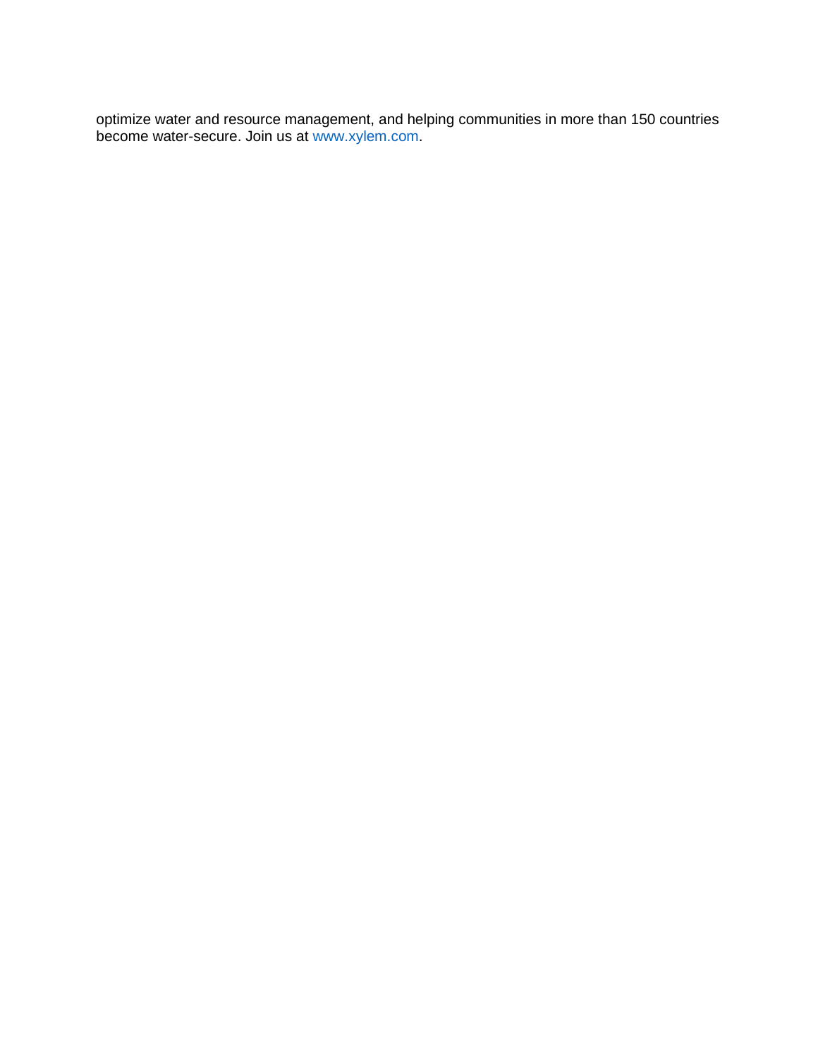optimize water and resource management, and helping communities in more than 150 countries become water-secure. Join us at www.xylem.com.